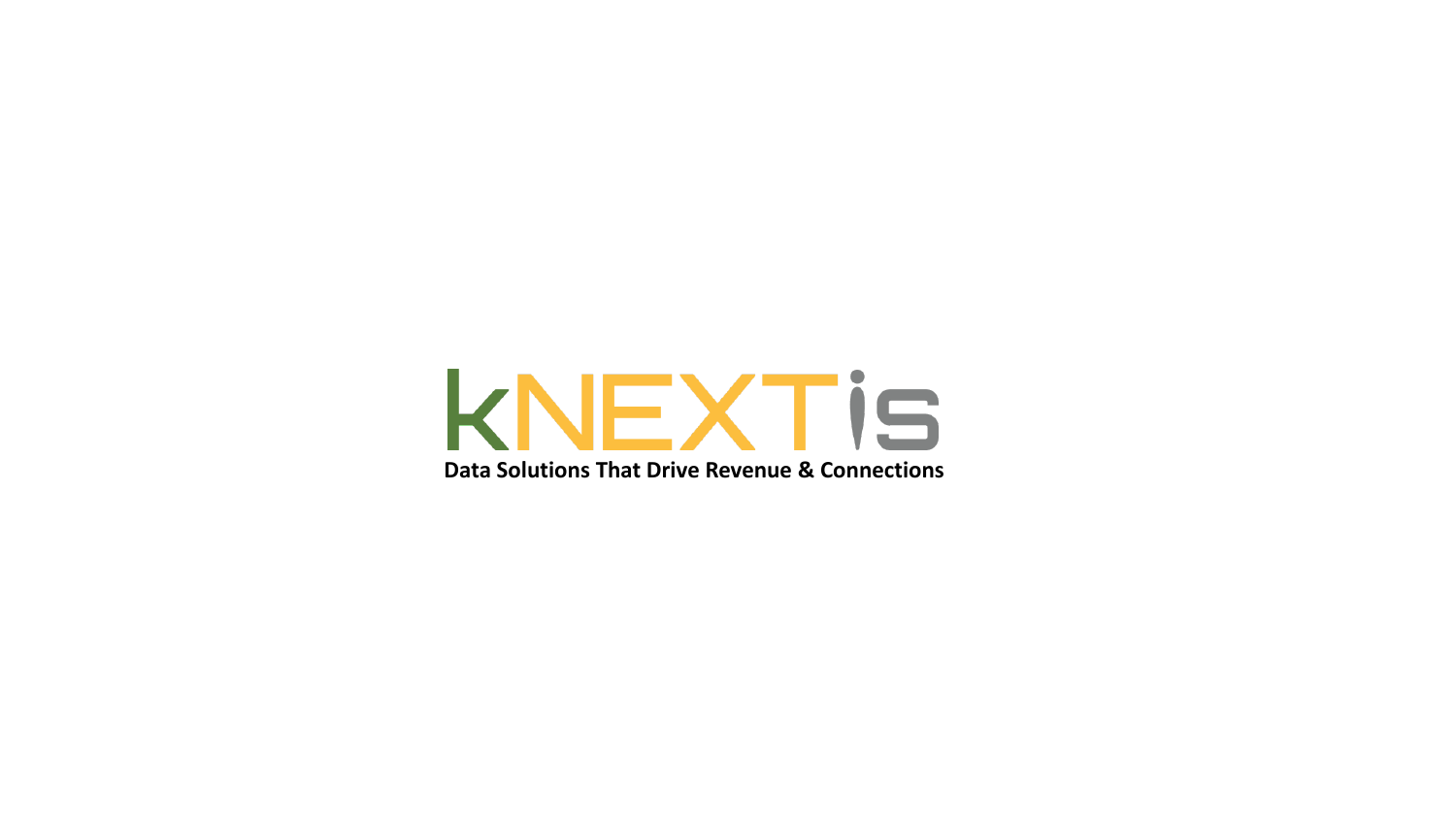# kNEXTis

**Data Solutions That Drive Revenue & Connections**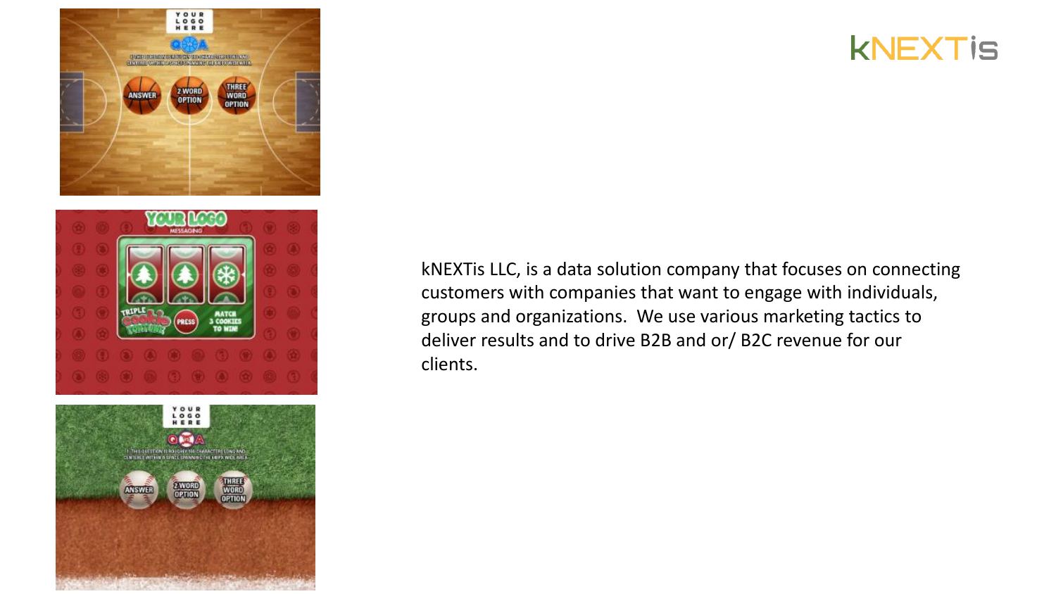kNEXTis

kNEXTis LLC, is a data solution company that focuses on connecting customers with companies that want to engage with individuals, groups and organizations.  We use various marketing tactics to deliver results and to drive B2B and or/ B2C revenue for our clients.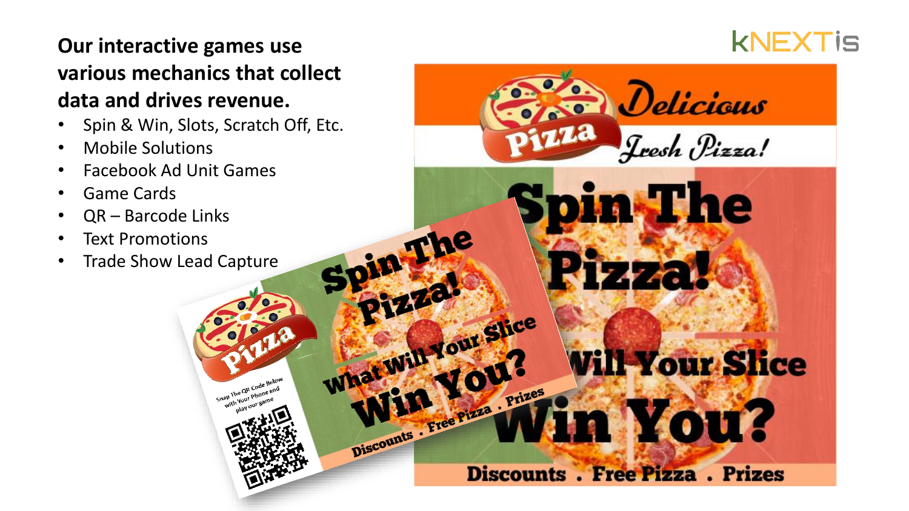**Our interactive games use various mechanics that collect data and drives revenue.**

- Spin & Win, Slots, Scratch Off, Etc.
- Mobile Solutions
- Facebook Ad Unit Games
- Game Cards
- QR – Barcode Links
- Text Promotions
- Trade Show Lead Capture

Pizza

Snap The QR Code Below with Your Phone and play our game

Spin The Pizza!

What Will Your Slice Win You?

Discounts . Free Pizza . Prizes

Pizza Delicious Fresh Pizza!

Spin The Pizza!

What Will Your Slice Win You?

Discounts . Free Pizza . Prizes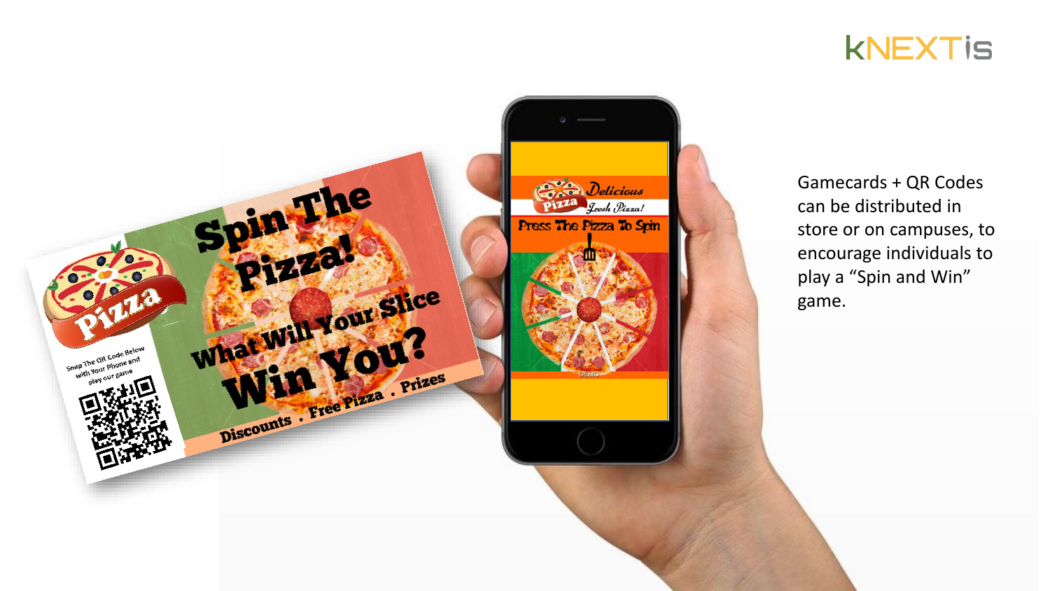Gamecards + QR Codes can be distributed in store or on campuses, to encourage individuals to play a "Spin and Win" game.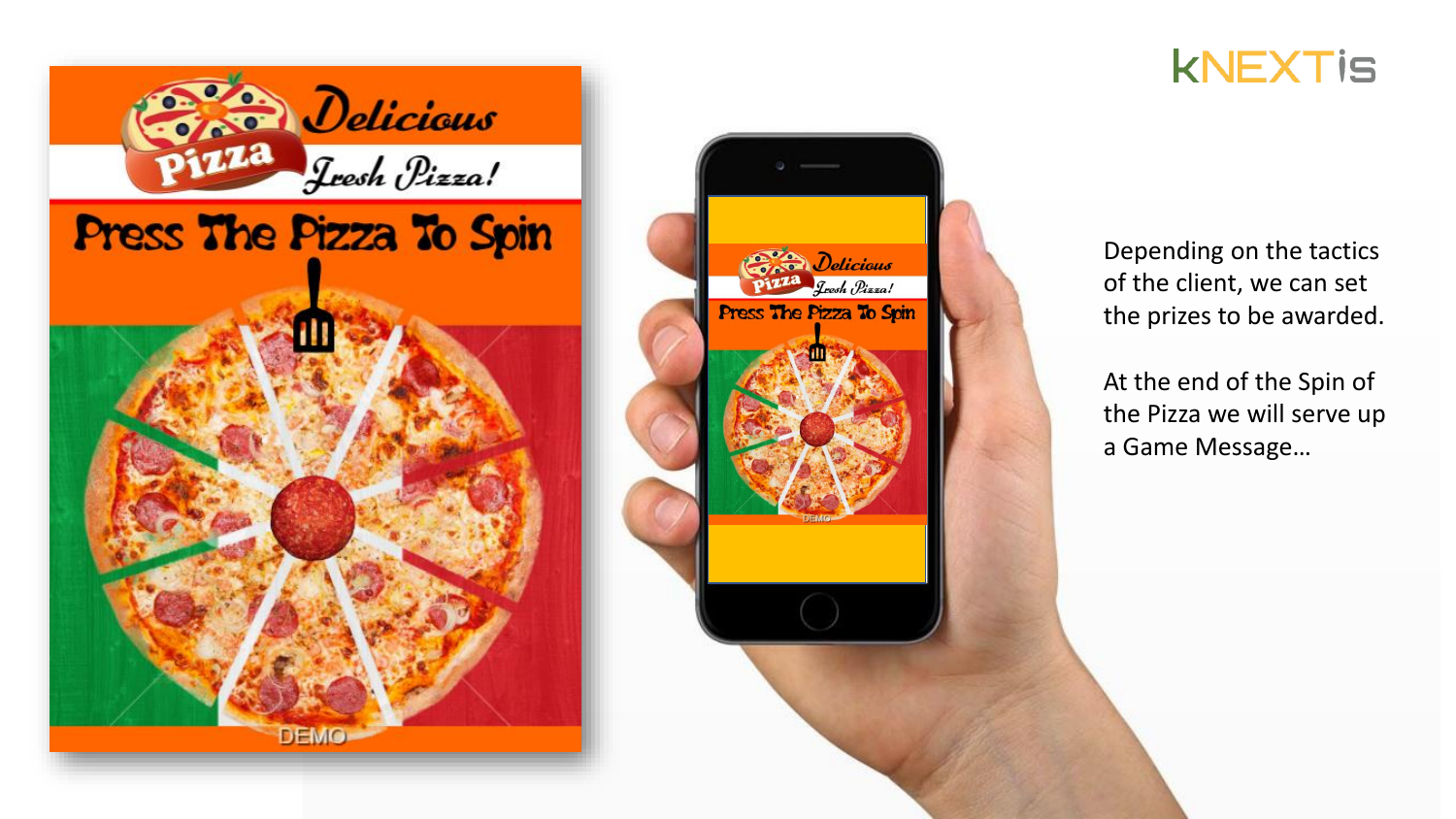Depending on the tactics of the client, we can set the prizes to be awarded.

At the end of the Spin of the Pizza we will serve up a Game Message…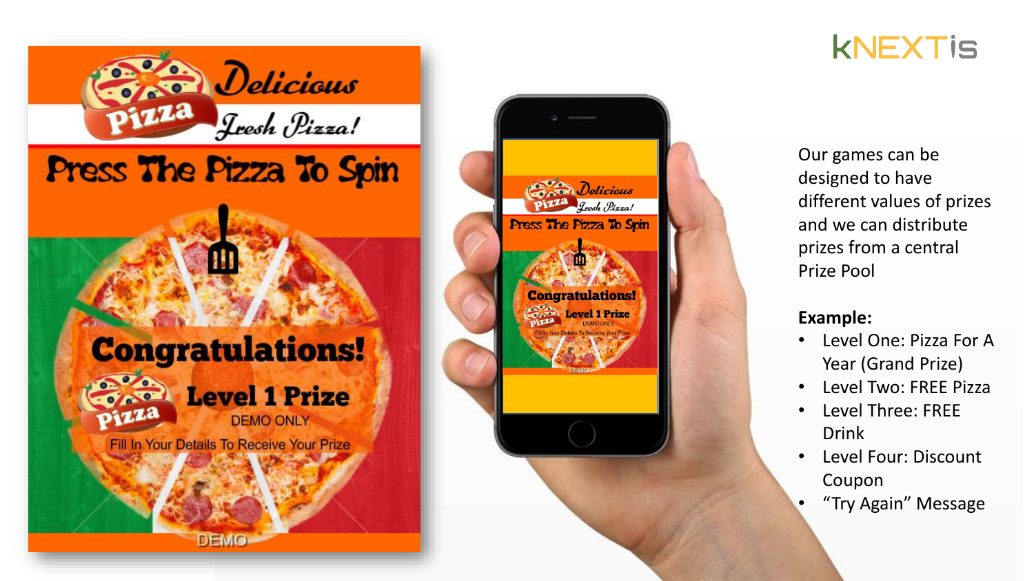Our games can be designed to have different values of prizes and we can distribute prizes from a central Prize Pool

**Example:**

- Level One: Pizza For A Year (Grand Prize)
- Level Two: FREE Pizza
- Level Three: FREE Drink
- Level Four: Discount Coupon
- “Try Again” Message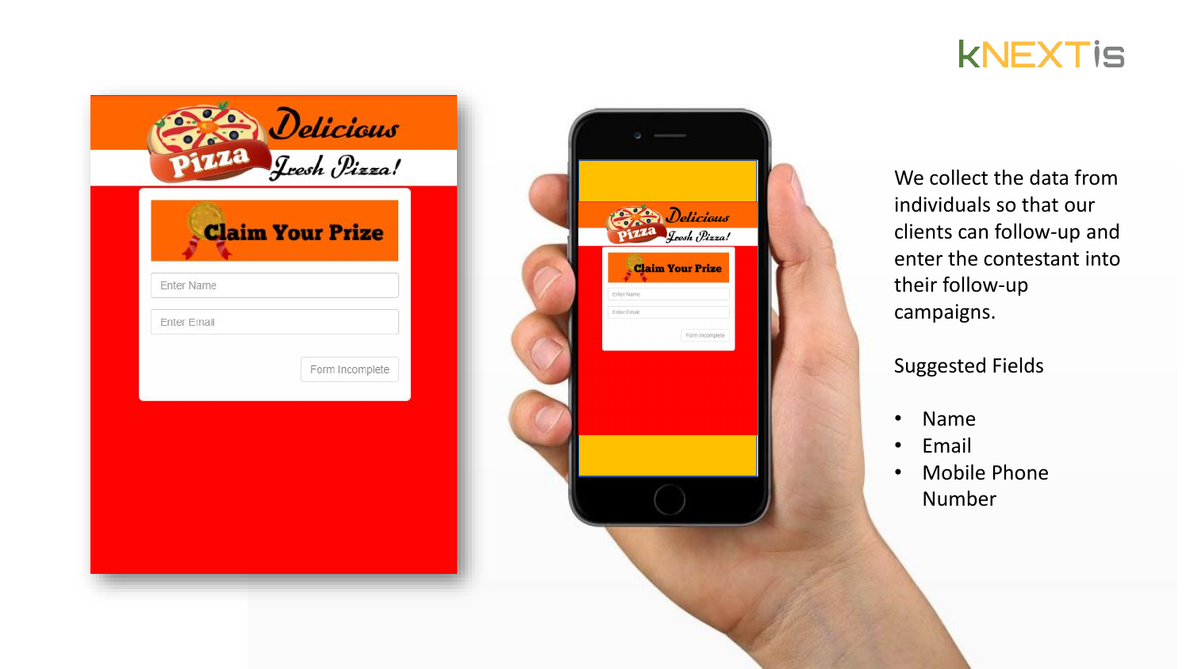We collect the data from individuals so that our clients can follow-up and enter the contestant into their follow-up campaigns.

Suggested Fields

- Name
- Email
- Mobile Phone Number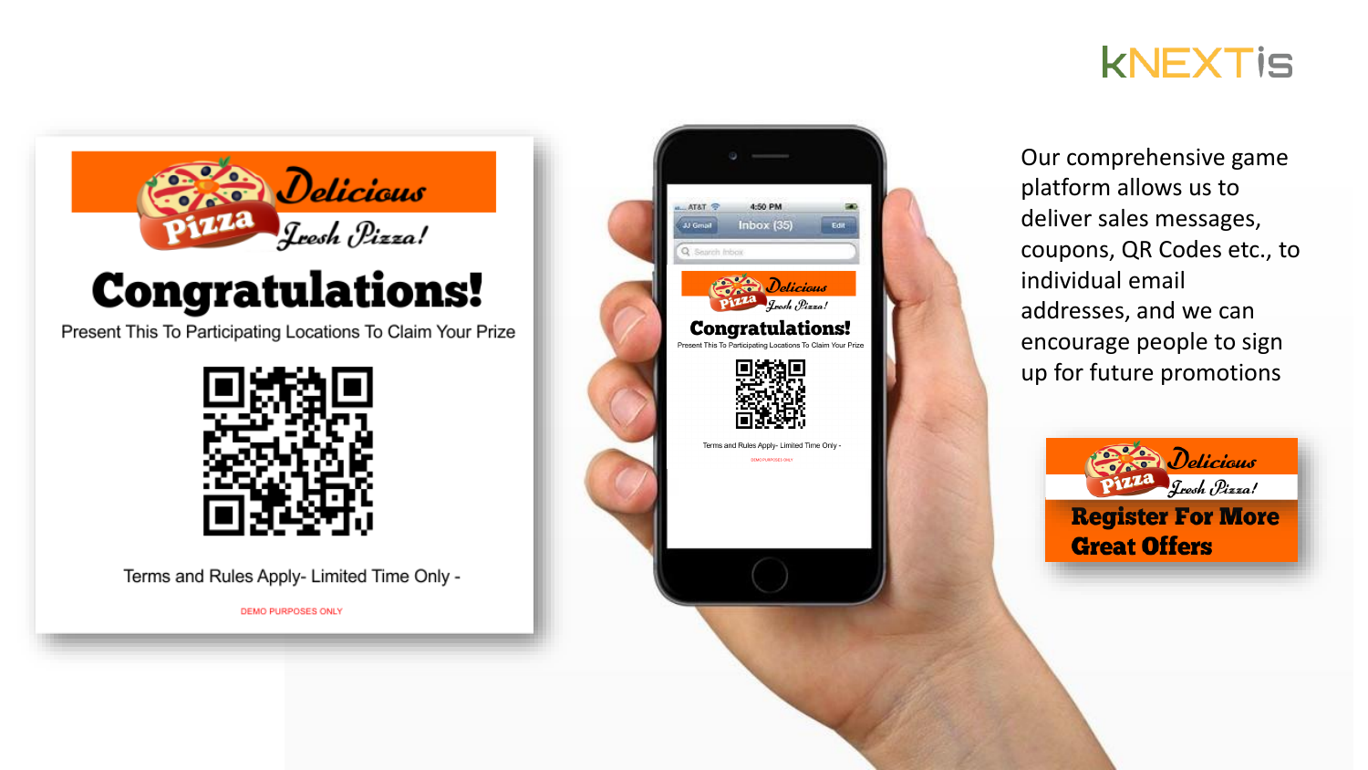# Delicious Pizza — Fresh Pizza!

## Congratulations!

Present This To Participating Locations To Claim Your Prize

Terms and Rules Apply- Limited Time Only -

DEMO PURPOSES ONLY

Our comprehensive game platform allows us to deliver sales messages, coupons, QR Codes etc., to individual email addresses, and we can encourage people to sign up for future promotions

**Delicious Pizza — Fresh Pizza!**

**Register For More Great Offers**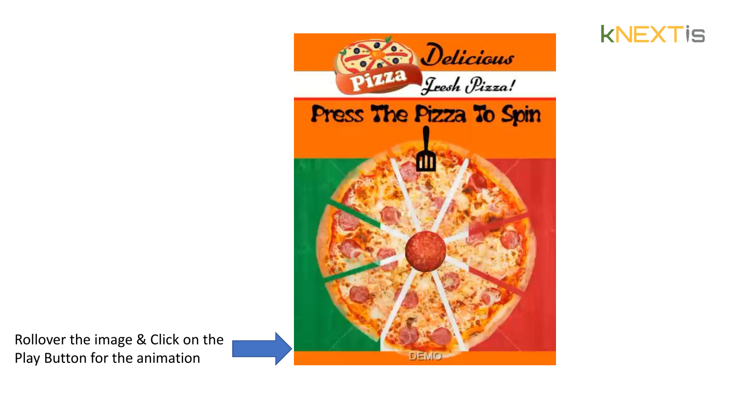Rollover the image & Click on the Play Button for the animation